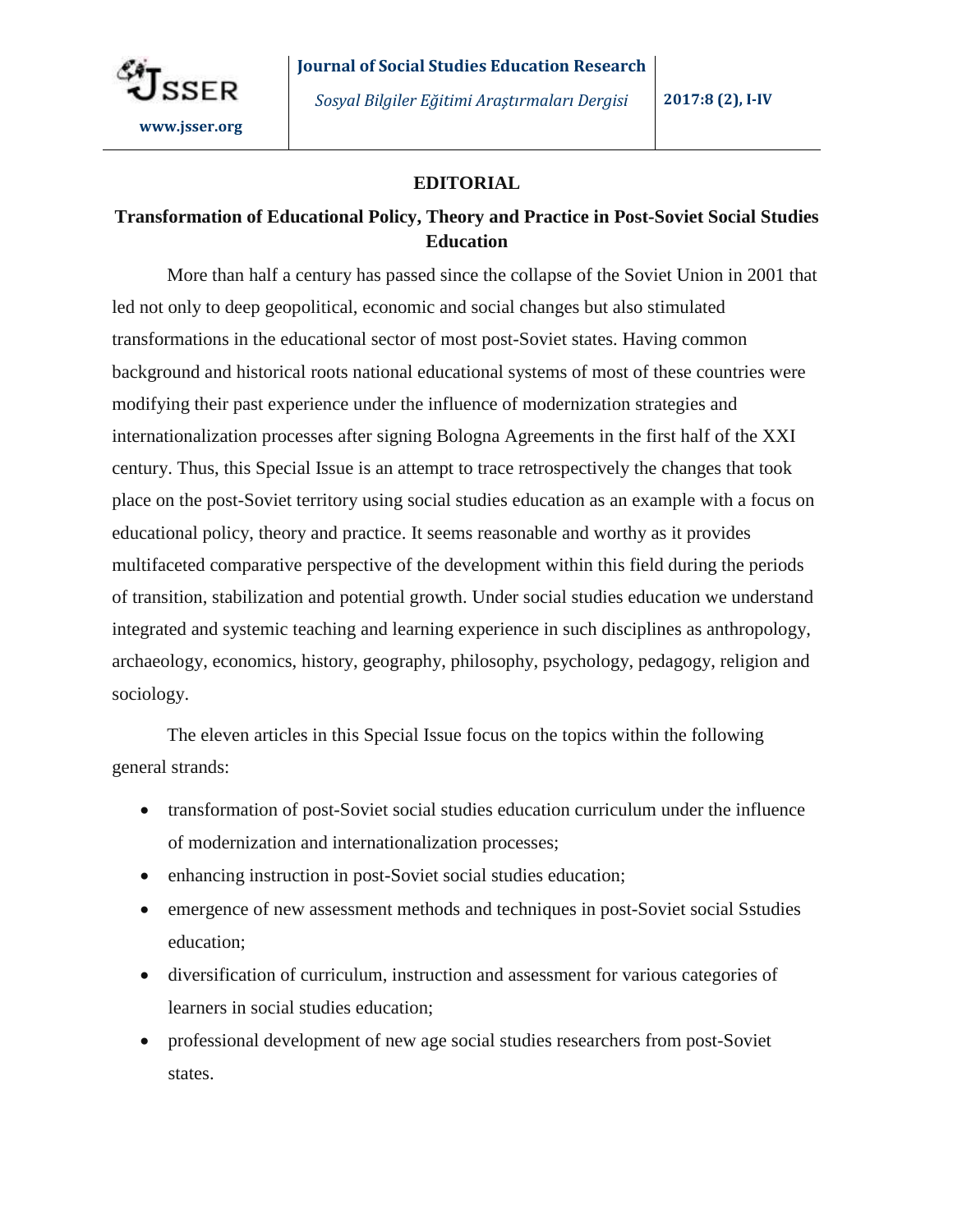## EDITORIAL

### Transformation of Educational Policy, Theory and Practice in Post-Soviet Social Studies Education

More than half a century has passed since the collapse of the Soviet Union in 2001 that led not only to deep geopolitical, economic and social changes but also stimulated transformations in the educational sector of most post-Soviet states. Having common background and historical roots national educational systems of most of these countries were modifying their past experience under the influence of modernization strategies and internationalization processes after signing Bologna Agreements in the first half of the XXI century. Thus, this Special Issue is an attempt to trace retrospectively the changes that took place on the post-Soviet territory using social studies education as an example with a focus on educational policy, theory and practice. It seems reasonable and worthy as it provides multifaceted comparative perspective of the development within this field during the periods of transition, stabilization and potential growth. Under social studies education we understand integrated and systemic teaching and learning experience in such disciplines as anthropology, archaeology, economics, history, geography, philosophy, psychology, pedagogy, religion and sociology.

The eleven articles in this Special Issue focus on the topics within the following general strands:

- transformation of post-Soviet social studies education curriculum under the influence of modernization and internationalization processes;
- enhancing instruction in post-Soviet social studies education;
- emergence of new assessment methods and techniques in post-Soviet social Sstudies education;
- diversification of curriculum, instruction and assessment for various categories of learners in social studies education;
- professional development of new age social studies researchers from post-Soviet states.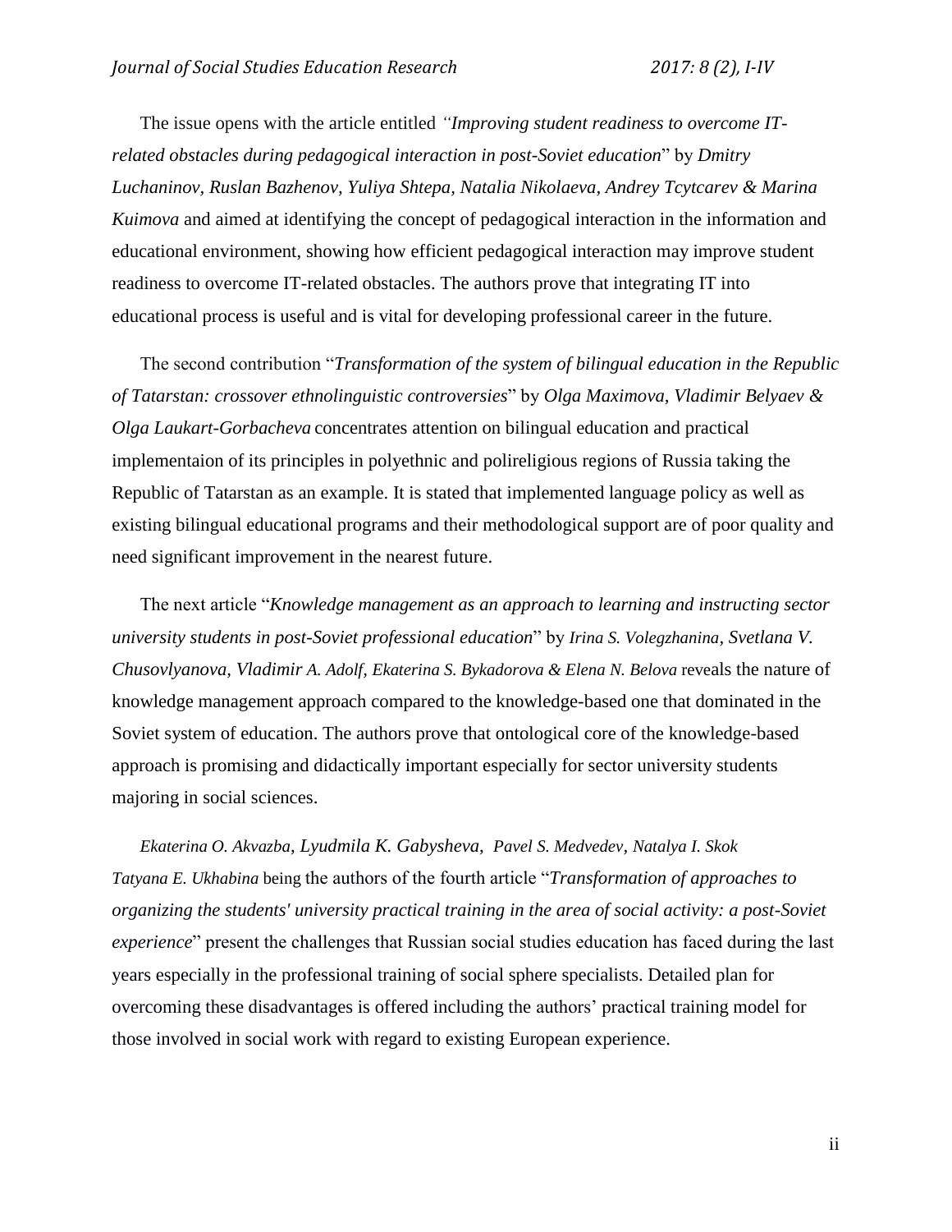The issue opens with the article entitled *"Improving student readiness to overcome IT-related obstacles during pedagogical interaction in post-Soviet education*" by *Dmitry Luchaninov, Ruslan Bazhenov, Yuliya Shtepa, Natalia Nikolaeva, Andrey Tcytcarev & Marina Kuimova* and aimed at identifying the concept of pedagogical interaction in the information and educational environment, showing how efficient pedagogical interaction may improve student readiness to overcome IT-related obstacles. The authors prove that integrating IT into educational process is useful and is vital for developing professional career in the future.

The second contribution "*Transformation of the system of bilingual education in the Republic of Tatarstan: crossover ethnolinguistic controversies*" by *Olga Maximova, Vladimir Belyaev & Olga Laukart-Gorbacheva* concentrates attention on bilingual education and practical implementaion of its principles in polyethnic and polireligious regions of Russia taking the Republic of Tatarstan as an example. It is stated that implemented language policy as well as existing bilingual educational programs and their methodological support are of poor quality and need significant improvement in the nearest future.

The next article "*Knowledge management as an approach to learning and instructing sector university students in post-Soviet professional education*" by *Irina S. Volegzhanina, Svetlana V. Chusovlyanova, Vladimir A. Adolf, Ekaterina S. Bykadorova & Elena N. Belova* reveals the nature of knowledge management approach compared to the knowledge-based one that dominated in the Soviet system of education. The authors prove that ontological core of the knowledge-based approach is promising and didactically important especially for sector university students majoring in social sciences.

*Ekaterina O. Akvazba, Lyudmila K. Gabysheva, Pavel S. Medvedev, Natalya I. Skok Tatyana E. Ukhabina* being the authors of the fourth article "*Transformation of approaches to organizing the students' university practical training in the area of social activity: a post-Soviet experience*" present the challenges that Russian social studies education has faced during the last years especially in the professional training of social sphere specialists. Detailed plan for overcoming these disadvantages is offered including the authors' practical training model for those involved in social work with regard to existing European experience.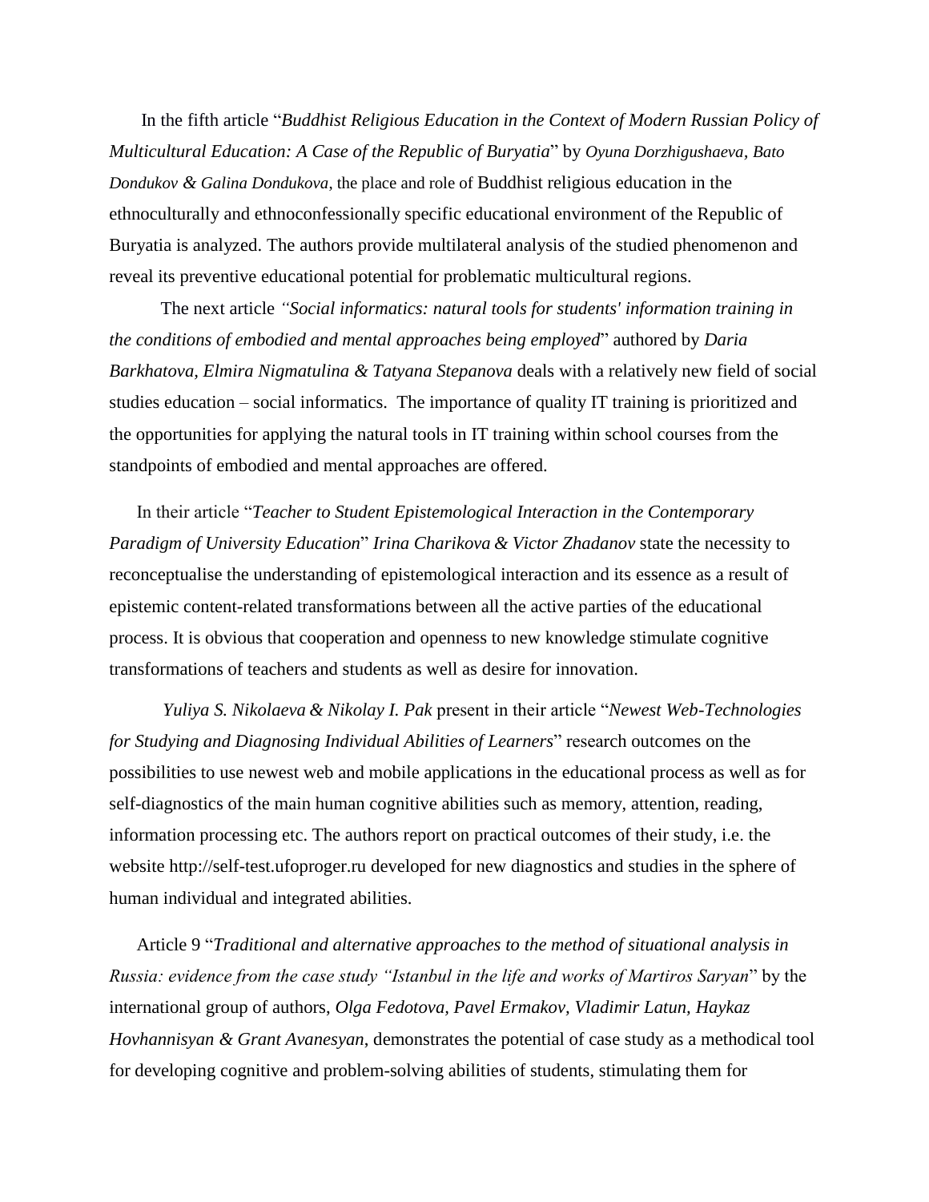In the fifth article "*Buddhist Religious Education in the Context of Modern Russian Policy of Multicultural Education: A Case of the Republic of Buryatia*" by *Oyuna Dorzhigushaeva, Bato Dondukov & Galina Dondukova*, the place and role of Buddhist religious education in the ethnoculturally and ethnoconfessionally specific educational environment of the Republic of Buryatia is analyzed. The authors provide multilateral analysis of the studied phenomenon and reveal its preventive educational potential for problematic multicultural regions.

The next article *"Social informatics: natural tools for students' information training in the conditions of embodied and mental approaches being employed*" authored by *Daria Barkhatova, Elmira Nigmatulina & Tatyana Stepanova* deals with a relatively new field of social studies education – social informatics. The importance of quality IT training is prioritized and the opportunities for applying the natural tools in IT training within school courses from the standpoints of embodied and mental approaches are offered.

In their article "*Teacher to Student Epistemological Interaction in the Contemporary Paradigm of University Education*" *Irina Charikova & Victor Zhadanov* state the necessity to reconceptualise the understanding of epistemological interaction and its essence as a result of epistemic content-related transformations between all the active parties of the educational process. It is obvious that cooperation and openness to new knowledge stimulate cognitive transformations of teachers and students as well as desire for innovation.

*Yuliya S. Nikolaeva & Nikolay I. Pak* present in their article "*Newest Web-Technologies for Studying and Diagnosing Individual Abilities of Learners*" research outcomes on the possibilities to use newest web and mobile applications in the educational process as well as for self-diagnostics of the main human cognitive abilities such as memory, attention, reading, information processing etc. The authors report on practical outcomes of their study, i.e. the website http://self-test.ufoproger.ru developed for new diagnostics and studies in the sphere of human individual and integrated abilities.

Article 9 "*Traditional and alternative approaches to the method of situational analysis in Russia: evidence from the case study "Istanbul in the life and works of Martiros Saryan*" by the international group of authors, *Olga Fedotova, Pavel Ermakov, Vladimir Latun, Haykaz Hovhannisyan & Grant Avanesyan*, demonstrates the potential of case study as a methodical tool for developing cognitive and problem-solving abilities of students, stimulating them for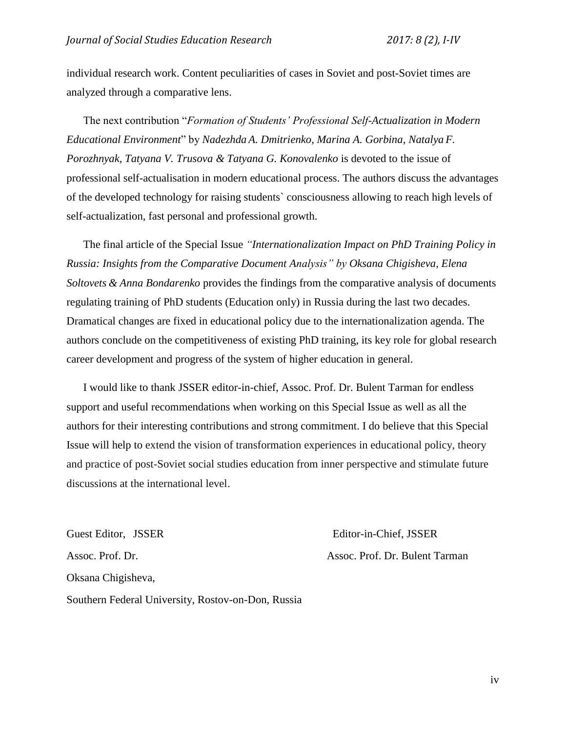individual research work. Content peculiarities of cases in Soviet and post-Soviet times are analyzed through a comparative lens.

The next contribution "*Formation of Students' Professional Self-Actualization in Modern Educational Environment*" by *Nadezhda A. Dmitrienko, Marina A. Gorbina, Natalya F. Porozhnyak, Tatyana V. Trusova & Tatyana G. Konovalenko* is devoted to the issue of professional self-actualisation in modern educational process. The authors discuss the advantages of the developed technology for raising students` consciousness allowing to reach high levels of self-actualization, fast personal and professional growth.

The final article of the Special Issue *"Internationalization Impact on PhD Training Policy in Russia: Insights from the Comparative Document Analysis" by Oksana Chigisheva, Elena Soltovets & Anna Bondarenko* provides the findings from the comparative analysis of documents regulating training of PhD students (Education only) in Russia during the last two decades. Dramatical changes are fixed in educational policy due to the internationalization agenda. The authors conclude on the competitiveness of existing PhD training, its key role for global research career development and progress of the system of higher education in general.

I would like to thank JSSER editor-in-chief, Assoc. Prof. Dr. Bulent Tarman for endless support and useful recommendations when working on this Special Issue as well as all the authors for their interesting contributions and strong commitment. I do believe that this Special Issue will help to extend the vision of transformation experiences in educational policy, theory and practice of post-Soviet social studies education from inner perspective and stimulate future discussions at the international level.

Guest Editor, JSSER
Assoc. Prof. Dr.
Oksana Chigisheva,
Southern Federal University, Rostov-on-Don, Russia

Editor-in-Chief, JSSER
Assoc. Prof. Dr. Bulent Tarman